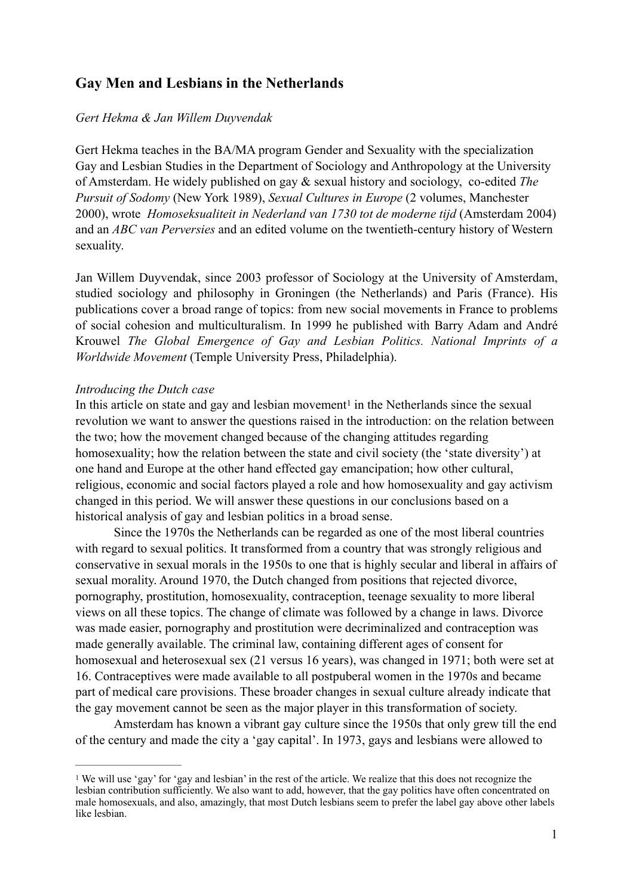## Gay Men and Lesbians in the Netherlands

*Gert Hekma & Jan Willem Duyvendak*

Gert Hekma teaches in the BA/MA program Gender and Sexuality with the specialization Gay and Lesbian Studies in the Department of Sociology and Anthropology at the University of Amsterdam. He widely published on gay & sexual history and sociology, co-edited *The Pursuit of Sodomy* (New York 1989), *Sexual Cultures in Europe* (2 volumes, Manchester 2000), wrote *Homoseksualiteit in Nederland van 1730 tot de moderne tijd* (Amsterdam 2004) and an *ABC van Perversies* and an edited volume on the twentieth-century history of Western sexuality.

Jan Willem Duyvendak, since 2003 professor of Sociology at the University of Amsterdam, studied sociology and philosophy in Groningen (the Netherlands) and Paris (France). His publications cover a broad range of topics: from new social movements in France to problems of social cohesion and multiculturalism. In 1999 he published with Barry Adam and André Krouwel *The Global Emergence of Gay and Lesbian Politics. National Imprints of a Worldwide Movement* (Temple University Press, Philadelphia).

*Introducing the Dutch case*

In this article on state and gay and lesbian movement[1] in the Netherlands since the sexual revolution we want to answer the questions raised in the introduction: on the relation between the two; how the movement changed because of the changing attitudes regarding homosexuality; how the relation between the state and civil society (the 'state diversity') at one hand and Europe at the other hand effected gay emancipation; how other cultural, religious, economic and social factors played a role and how homosexuality and gay activism changed in this period. We will answer these questions in our conclusions based on a historical analysis of gay and lesbian politics in a broad sense.

Since the 1970s the Netherlands can be regarded as one of the most liberal countries with regard to sexual politics. It transformed from a country that was strongly religious and conservative in sexual morals in the 1950s to one that is highly secular and liberal in affairs of sexual morality. Around 1970, the Dutch changed from positions that rejected divorce, pornography, prostitution, homosexuality, contraception, teenage sexuality to more liberal views on all these topics. The change of climate was followed by a change in laws. Divorce was made easier, pornography and prostitution were decriminalized and contraception was made generally available. The criminal law, containing different ages of consent for homosexual and heterosexual sex (21 versus 16 years), was changed in 1971; both were set at 16. Contraceptives were made available to all postpuberal women in the 1970s and became part of medical care provisions. These broader changes in sexual culture already indicate that the gay movement cannot be seen as the major player in this transformation of society.

Amsterdam has known a vibrant gay culture since the 1950s that only grew till the end of the century and made the city a 'gay capital'. In 1973, gays and lesbians were allowed to

[1] We will use 'gay' for 'gay and lesbian' in the rest of the article. We realize that this does not recognize the lesbian contribution sufficiently. We also want to add, however, that the gay politics have often concentrated on male homosexuals, and also, amazingly, that most Dutch lesbians seem to prefer the label gay above other labels like lesbian.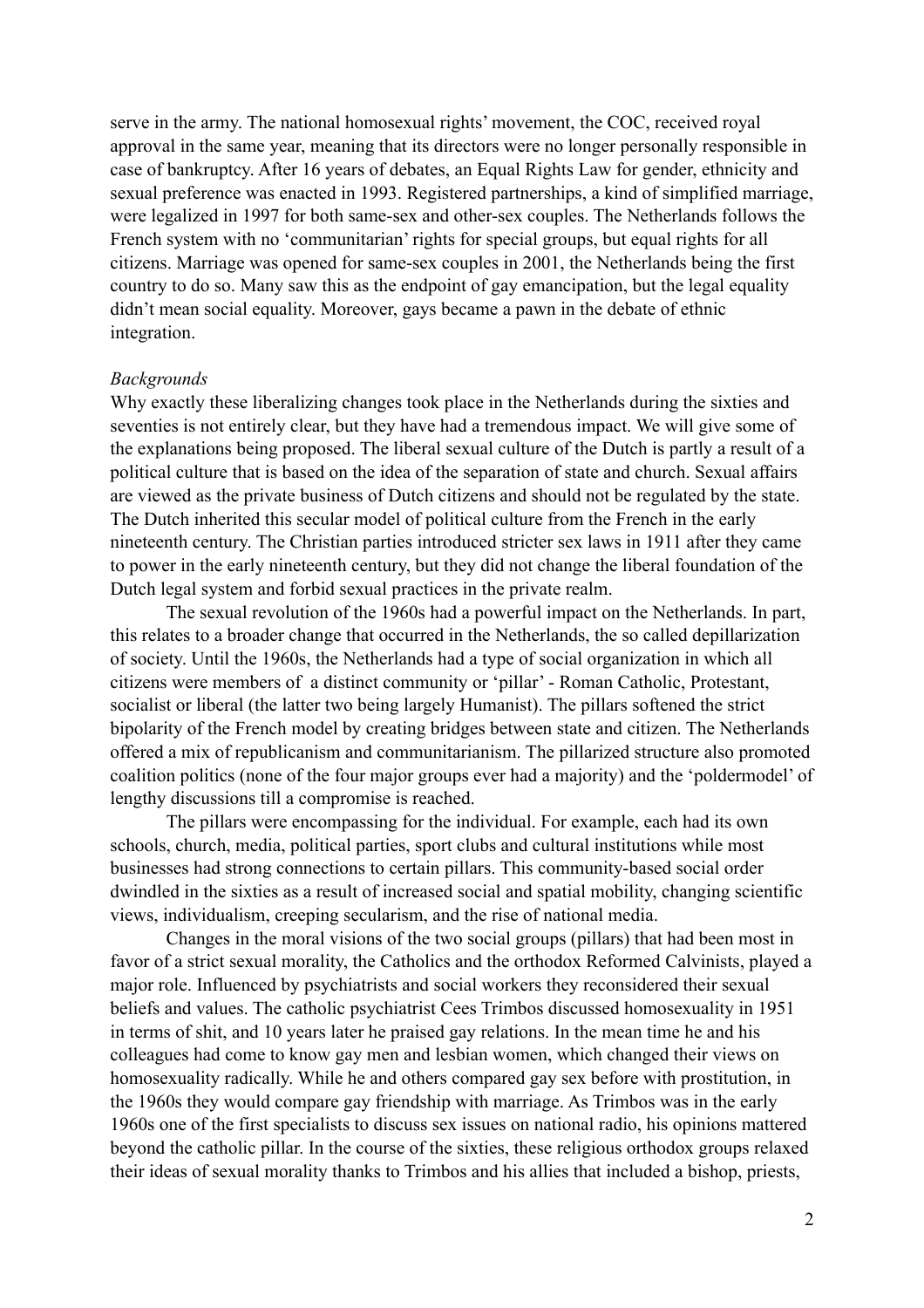serve in the army. The national homosexual rights' movement, the COC, received royal approval in the same year, meaning that its directors were no longer personally responsible in case of bankruptcy. After 16 years of debates, an Equal Rights Law for gender, ethnicity and sexual preference was enacted in 1993. Registered partnerships, a kind of simplified marriage, were legalized in 1997 for both same-sex and other-sex couples. The Netherlands follows the French system with no 'communitarian' rights for special groups, but equal rights for all citizens. Marriage was opened for same-sex couples in 2001, the Netherlands being the first country to do so. Many saw this as the endpoint of gay emancipation, but the legal equality didn't mean social equality. Moreover, gays became a pawn in the debate of ethnic integration.

*Backgrounds*

Why exactly these liberalizing changes took place in the Netherlands during the sixties and seventies is not entirely clear, but they have had a tremendous impact. We will give some of the explanations being proposed. The liberal sexual culture of the Dutch is partly a result of a political culture that is based on the idea of the separation of state and church. Sexual affairs are viewed as the private business of Dutch citizens and should not be regulated by the state. The Dutch inherited this secular model of political culture from the French in the early nineteenth century. The Christian parties introduced stricter sex laws in 1911 after they came to power in the early nineteenth century, but they did not change the liberal foundation of the Dutch legal system and forbid sexual practices in the private realm.

The sexual revolution of the 1960s had a powerful impact on the Netherlands. In part, this relates to a broader change that occurred in the Netherlands, the so called depillarization of society. Until the 1960s, the Netherlands had a type of social organization in which all citizens were members of a distinct community or 'pillar' - Roman Catholic, Protestant, socialist or liberal (the latter two being largely Humanist). The pillars softened the strict bipolarity of the French model by creating bridges between state and citizen. The Netherlands offered a mix of republicanism and communitarianism. The pillarized structure also promoted coalition politics (none of the four major groups ever had a majority) and the 'poldermodel' of lengthy discussions till a compromise is reached.

The pillars were encompassing for the individual. For example, each had its own schools, church, media, political parties, sport clubs and cultural institutions while most businesses had strong connections to certain pillars. This community-based social order dwindled in the sixties as a result of increased social and spatial mobility, changing scientific views, individualism, creeping secularism, and the rise of national media.

Changes in the moral visions of the two social groups (pillars) that had been most in favor of a strict sexual morality, the Catholics and the orthodox Reformed Calvinists, played a major role. Influenced by psychiatrists and social workers they reconsidered their sexual beliefs and values. The catholic psychiatrist Cees Trimbos discussed homosexuality in 1951 in terms of shit, and 10 years later he praised gay relations. In the mean time he and his colleagues had come to know gay men and lesbian women, which changed their views on homosexuality radically. While he and others compared gay sex before with prostitution, in the 1960s they would compare gay friendship with marriage. As Trimbos was in the early 1960s one of the first specialists to discuss sex issues on national radio, his opinions mattered beyond the catholic pillar. In the course of the sixties, these religious orthodox groups relaxed their ideas of sexual morality thanks to Trimbos and his allies that included a bishop, priests,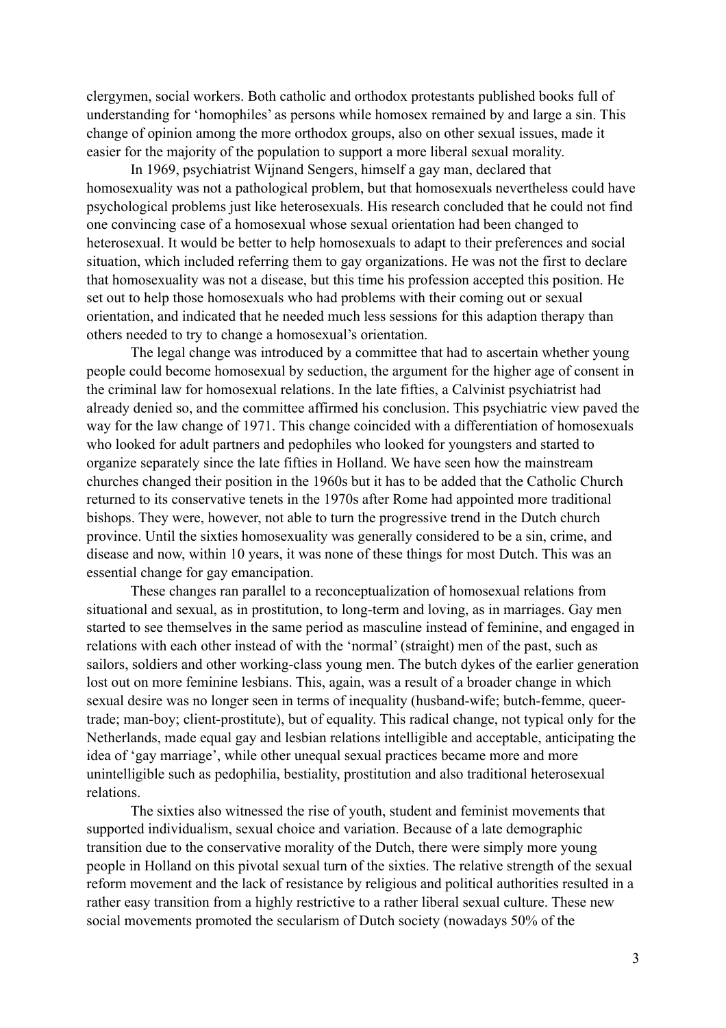clergymen, social workers. Both catholic and orthodox protestants published books full of understanding for 'homophiles' as persons while homosex remained by and large a sin. This change of opinion among the more orthodox groups, also on other sexual issues, made it easier for the majority of the population to support a more liberal sexual morality.

In 1969, psychiatrist Wijnand Sengers, himself a gay man, declared that homosexuality was not a pathological problem, but that homosexuals nevertheless could have psychological problems just like heterosexuals. His research concluded that he could not find one convincing case of a homosexual whose sexual orientation had been changed to heterosexual. It would be better to help homosexuals to adapt to their preferences and social situation, which included referring them to gay organizations. He was not the first to declare that homosexuality was not a disease, but this time his profession accepted this position. He set out to help those homosexuals who had problems with their coming out or sexual orientation, and indicated that he needed much less sessions for this adaption therapy than others needed to try to change a homosexual's orientation.

The legal change was introduced by a committee that had to ascertain whether young people could become homosexual by seduction, the argument for the higher age of consent in the criminal law for homosexual relations. In the late fifties, a Calvinist psychiatrist had already denied so, and the committee affirmed his conclusion. This psychiatric view paved the way for the law change of 1971. This change coincided with a differentiation of homosexuals who looked for adult partners and pedophiles who looked for youngsters and started to organize separately since the late fifties in Holland. We have seen how the mainstream churches changed their position in the 1960s but it has to be added that the Catholic Church returned to its conservative tenets in the 1970s after Rome had appointed more traditional bishops. They were, however, not able to turn the progressive trend in the Dutch church province. Until the sixties homosexuality was generally considered to be a sin, crime, and disease and now, within 10 years, it was none of these things for most Dutch. This was an essential change for gay emancipation.

These changes ran parallel to a reconceptualization of homosexual relations from situational and sexual, as in prostitution, to long-term and loving, as in marriages. Gay men started to see themselves in the same period as masculine instead of feminine, and engaged in relations with each other instead of with the 'normal' (straight) men of the past, such as sailors, soldiers and other working-class young men. The butch dykes of the earlier generation lost out on more feminine lesbians. This, again, was a result of a broader change in which sexual desire was no longer seen in terms of inequality (husband-wife; butch-femme, queer-trade; man-boy; client-prostitute), but of equality. This radical change, not typical only for the Netherlands, made equal gay and lesbian relations intelligible and acceptable, anticipating the idea of 'gay marriage', while other unequal sexual practices became more and more unintelligible such as pedophilia, bestiality, prostitution and also traditional heterosexual relations.

The sixties also witnessed the rise of youth, student and feminist movements that supported individualism, sexual choice and variation. Because of a late demographic transition due to the conservative morality of the Dutch, there were simply more young people in Holland on this pivotal sexual turn of the sixties. The relative strength of the sexual reform movement and the lack of resistance by religious and political authorities resulted in a rather easy transition from a highly restrictive to a rather liberal sexual culture. These new social movements promoted the secularism of Dutch society (nowadays 50% of the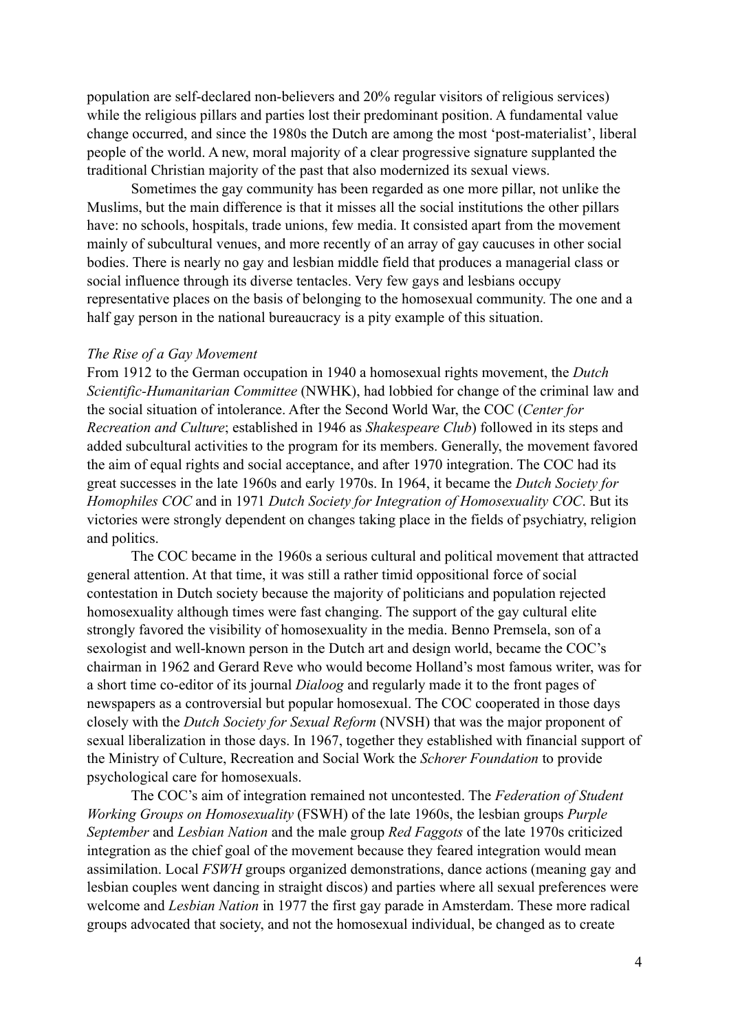population are self-declared non-believers and 20% regular visitors of religious services) while the religious pillars and parties lost their predominant position. A fundamental value change occurred, and since the 1980s the Dutch are among the most 'post-materialist', liberal people of the world. A new, moral majority of a clear progressive signature supplanted the traditional Christian majority of the past that also modernized its sexual views.

Sometimes the gay community has been regarded as one more pillar, not unlike the Muslims, but the main difference is that it misses all the social institutions the other pillars have: no schools, hospitals, trade unions, few media. It consisted apart from the movement mainly of subcultural venues, and more recently of an array of gay caucuses in other social bodies. There is nearly no gay and lesbian middle field that produces a managerial class or social influence through its diverse tentacles. Very few gays and lesbians occupy representative places on the basis of belonging to the homosexual community. The one and a half gay person in the national bureaucracy is a pity example of this situation.

*The Rise of a Gay Movement*

From 1912 to the German occupation in 1940 a homosexual rights movement, the *Dutch Scientific-Humanitarian Committee* (NWHK), had lobbied for change of the criminal law and the social situation of intolerance. After the Second World War, the COC (*Center for Recreation and Culture*; established in 1946 as *Shakespeare Club*) followed in its steps and added subcultural activities to the program for its members. Generally, the movement favored the aim of equal rights and social acceptance, and after 1970 integration. The COC had its great successes in the late 1960s and early 1970s. In 1964, it became the *Dutch Society for Homophiles COC* and in 1971 *Dutch Society for Integration of Homosexuality COC*. But its victories were strongly dependent on changes taking place in the fields of psychiatry, religion and politics.

The COC became in the 1960s a serious cultural and political movement that attracted general attention. At that time, it was still a rather timid oppositional force of social contestation in Dutch society because the majority of politicians and population rejected homosexuality although times were fast changing. The support of the gay cultural elite strongly favored the visibility of homosexuality in the media. Benno Premsela, son of a sexologist and well-known person in the Dutch art and design world, became the COC's chairman in 1962 and Gerard Reve who would become Holland's most famous writer, was for a short time co-editor of its journal *Dialoog* and regularly made it to the front pages of newspapers as a controversial but popular homosexual. The COC cooperated in those days closely with the *Dutch Society for Sexual Reform* (NVSH) that was the major proponent of sexual liberalization in those days. In 1967, together they established with financial support of the Ministry of Culture, Recreation and Social Work the *Schorer Foundation* to provide psychological care for homosexuals.

The COC's aim of integration remained not uncontested. The *Federation of Student Working Groups on Homosexuality* (FSWH) of the late 1960s, the lesbian groups *Purple September* and *Lesbian Nation* and the male group *Red Faggots* of the late 1970s criticized integration as the chief goal of the movement because they feared integration would mean assimilation. Local *FSWH* groups organized demonstrations, dance actions (meaning gay and lesbian couples went dancing in straight discos) and parties where all sexual preferences were welcome and *Lesbian Nation* in 1977 the first gay parade in Amsterdam. These more radical groups advocated that society, and not the homosexual individual, be changed as to create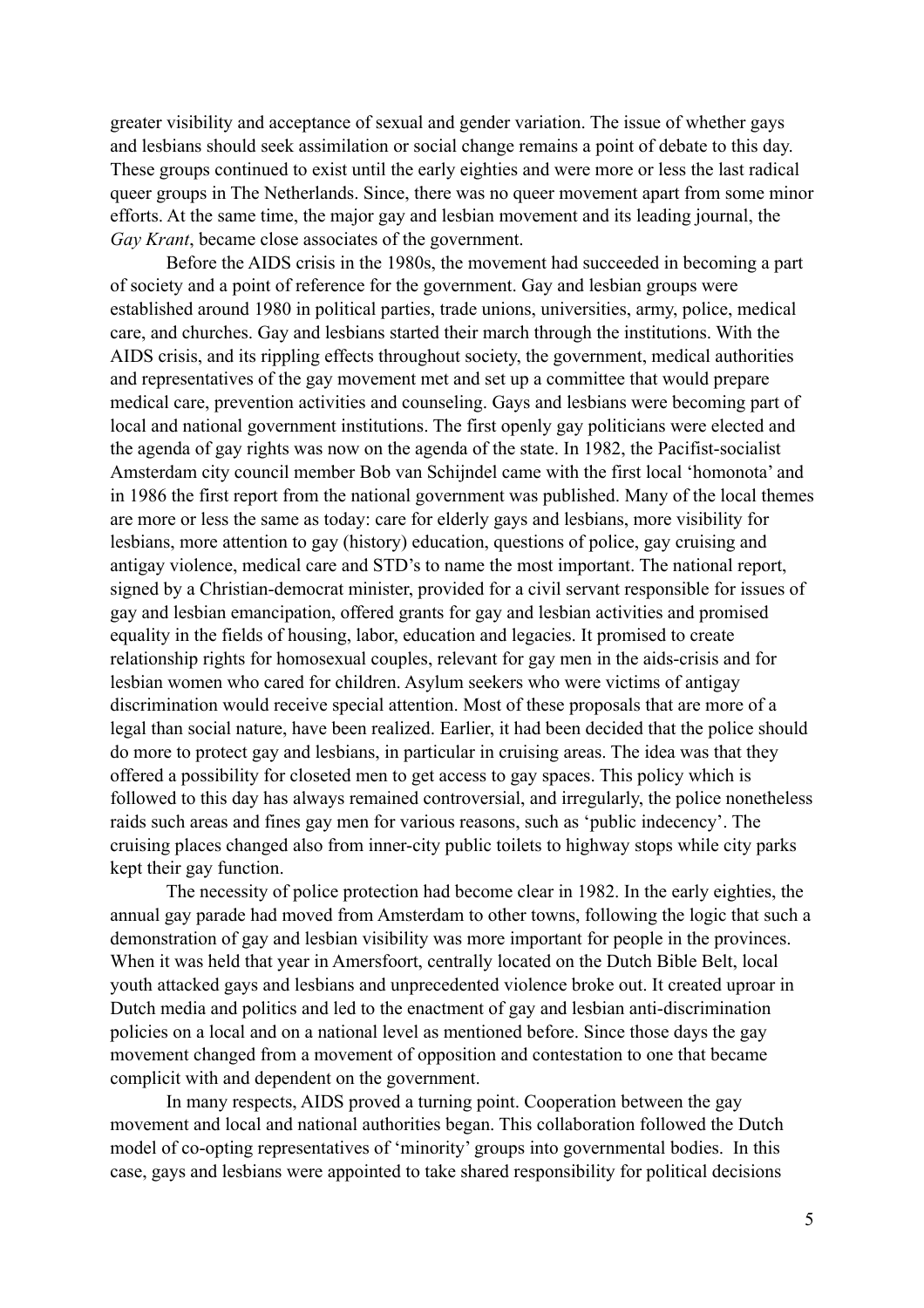greater visibility and acceptance of sexual and gender variation. The issue of whether gays and lesbians should seek assimilation or social change remains a point of debate to this day. These groups continued to exist until the early eighties and were more or less the last radical queer groups in The Netherlands. Since, there was no queer movement apart from some minor efforts. At the same time, the major gay and lesbian movement and its leading journal, the *Gay Krant*, became close associates of the government.

Before the AIDS crisis in the 1980s, the movement had succeeded in becoming a part of society and a point of reference for the government. Gay and lesbian groups were established around 1980 in political parties, trade unions, universities, army, police, medical care, and churches. Gay and lesbians started their march through the institutions. With the AIDS crisis, and its rippling effects throughout society, the government, medical authorities and representatives of the gay movement met and set up a committee that would prepare medical care, prevention activities and counseling. Gays and lesbians were becoming part of local and national government institutions. The first openly gay politicians were elected and the agenda of gay rights was now on the agenda of the state. In 1982, the Pacifist-socialist Amsterdam city council member Bob van Schijndel came with the first local 'homonota' and in 1986 the first report from the national government was published. Many of the local themes are more or less the same as today: care for elderly gays and lesbians, more visibility for lesbians, more attention to gay (history) education, questions of police, gay cruising and antigay violence, medical care and STD's to name the most important. The national report, signed by a Christian-democrat minister, provided for a civil servant responsible for issues of gay and lesbian emancipation, offered grants for gay and lesbian activities and promised equality in the fields of housing, labor, education and legacies. It promised to create relationship rights for homosexual couples, relevant for gay men in the aids-crisis and for lesbian women who cared for children. Asylum seekers who were victims of antigay discrimination would receive special attention. Most of these proposals that are more of a legal than social nature, have been realized. Earlier, it had been decided that the police should do more to protect gay and lesbians, in particular in cruising areas. The idea was that they offered a possibility for closeted men to get access to gay spaces. This policy which is followed to this day has always remained controversial, and irregularly, the police nonetheless raids such areas and fines gay men for various reasons, such as 'public indecency'. The cruising places changed also from inner-city public toilets to highway stops while city parks kept their gay function.

The necessity of police protection had become clear in 1982. In the early eighties, the annual gay parade had moved from Amsterdam to other towns, following the logic that such a demonstration of gay and lesbian visibility was more important for people in the provinces. When it was held that year in Amersfoort, centrally located on the Dutch Bible Belt, local youth attacked gays and lesbians and unprecedented violence broke out. It created uproar in Dutch media and politics and led to the enactment of gay and lesbian anti-discrimination policies on a local and on a national level as mentioned before. Since those days the gay movement changed from a movement of opposition and contestation to one that became complicit with and dependent on the government.

In many respects, AIDS proved a turning point. Cooperation between the gay movement and local and national authorities began. This collaboration followed the Dutch model of co-opting representatives of 'minority' groups into governmental bodies. In this case, gays and lesbians were appointed to take shared responsibility for political decisions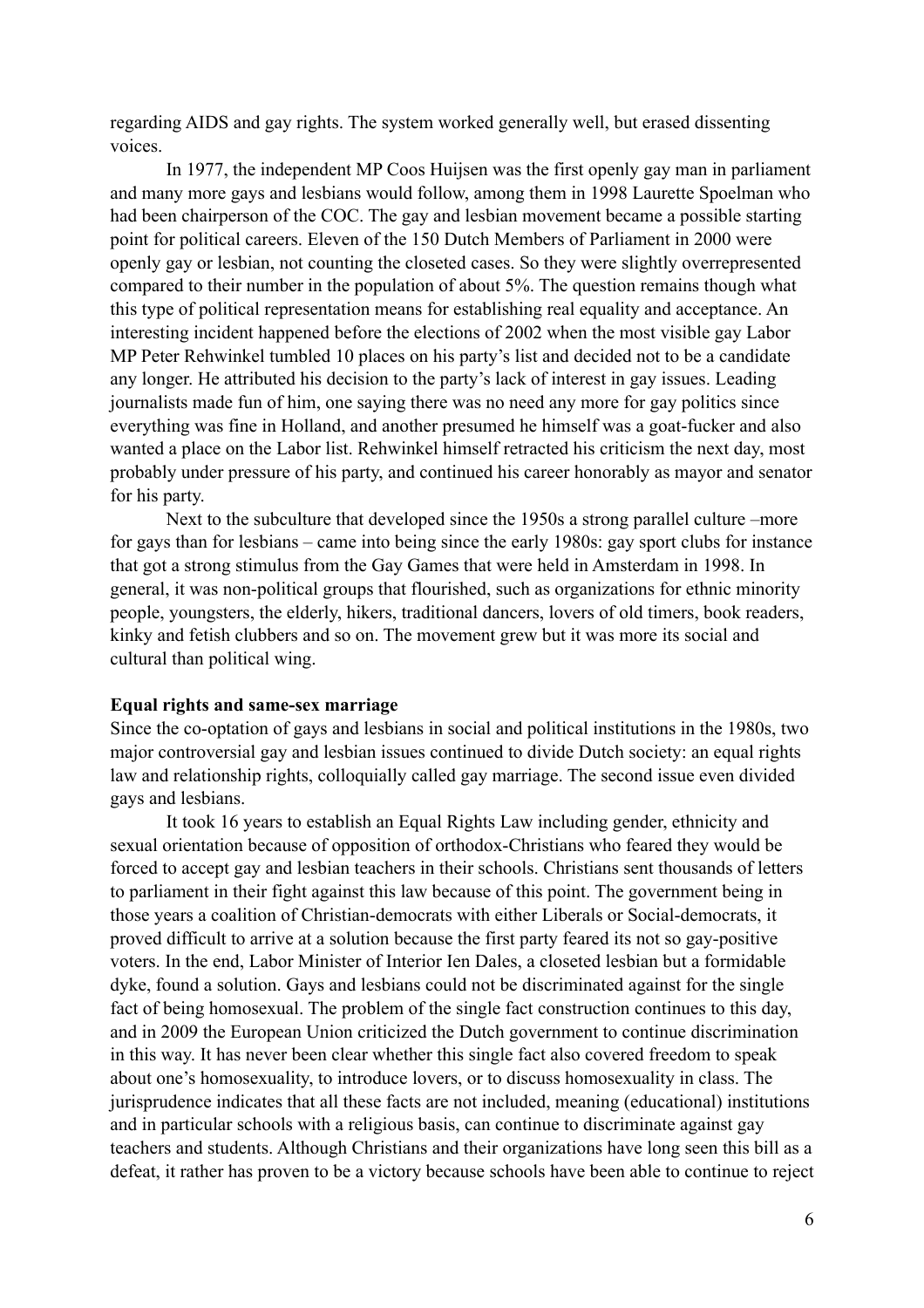regarding AIDS and gay rights. The system worked generally well, but erased dissenting voices.

In 1977, the independent MP Coos Huijsen was the first openly gay man in parliament and many more gays and lesbians would follow, among them in 1998 Laurette Spoelman who had been chairperson of the COC. The gay and lesbian movement became a possible starting point for political careers. Eleven of the 150 Dutch Members of Parliament in 2000 were openly gay or lesbian, not counting the closeted cases. So they were slightly overrepresented compared to their number in the population of about 5%. The question remains though what this type of political representation means for establishing real equality and acceptance. An interesting incident happened before the elections of 2002 when the most visible gay Labor MP Peter Rehwinkel tumbled 10 places on his party's list and decided not to be a candidate any longer. He attributed his decision to the party's lack of interest in gay issues. Leading journalists made fun of him, one saying there was no need any more for gay politics since everything was fine in Holland, and another presumed he himself was a goat-fucker and also wanted a place on the Labor list. Rehwinkel himself retracted his criticism the next day, most probably under pressure of his party, and continued his career honorably as mayor and senator for his party.

Next to the subculture that developed since the 1950s a strong parallel culture –more for gays than for lesbians – came into being since the early 1980s: gay sport clubs for instance that got a strong stimulus from the Gay Games that were held in Amsterdam in 1998. In general, it was non-political groups that flourished, such as organizations for ethnic minority people, youngsters, the elderly, hikers, traditional dancers, lovers of old timers, book readers, kinky and fetish clubbers and so on. The movement grew but it was more its social and cultural than political wing.

**Equal rights and same-sex marriage**

Since the co-optation of gays and lesbians in social and political institutions in the 1980s, two major controversial gay and lesbian issues continued to divide Dutch society: an equal rights law and relationship rights, colloquially called gay marriage. The second issue even divided gays and lesbians.

It took 16 years to establish an Equal Rights Law including gender, ethnicity and sexual orientation because of opposition of orthodox-Christians who feared they would be forced to accept gay and lesbian teachers in their schools. Christians sent thousands of letters to parliament in their fight against this law because of this point. The government being in those years a coalition of Christian-democrats with either Liberals or Social-democrats, it proved difficult to arrive at a solution because the first party feared its not so gay-positive voters. In the end, Labor Minister of Interior Ien Dales, a closeted lesbian but a formidable dyke, found a solution. Gays and lesbians could not be discriminated against for the single fact of being homosexual. The problem of the single fact construction continues to this day, and in 2009 the European Union criticized the Dutch government to continue discrimination in this way. It has never been clear whether this single fact also covered freedom to speak about one's homosexuality, to introduce lovers, or to discuss homosexuality in class. The jurisprudence indicates that all these facts are not included, meaning (educational) institutions and in particular schools with a religious basis, can continue to discriminate against gay teachers and students. Although Christians and their organizations have long seen this bill as a defeat, it rather has proven to be a victory because schools have been able to continue to reject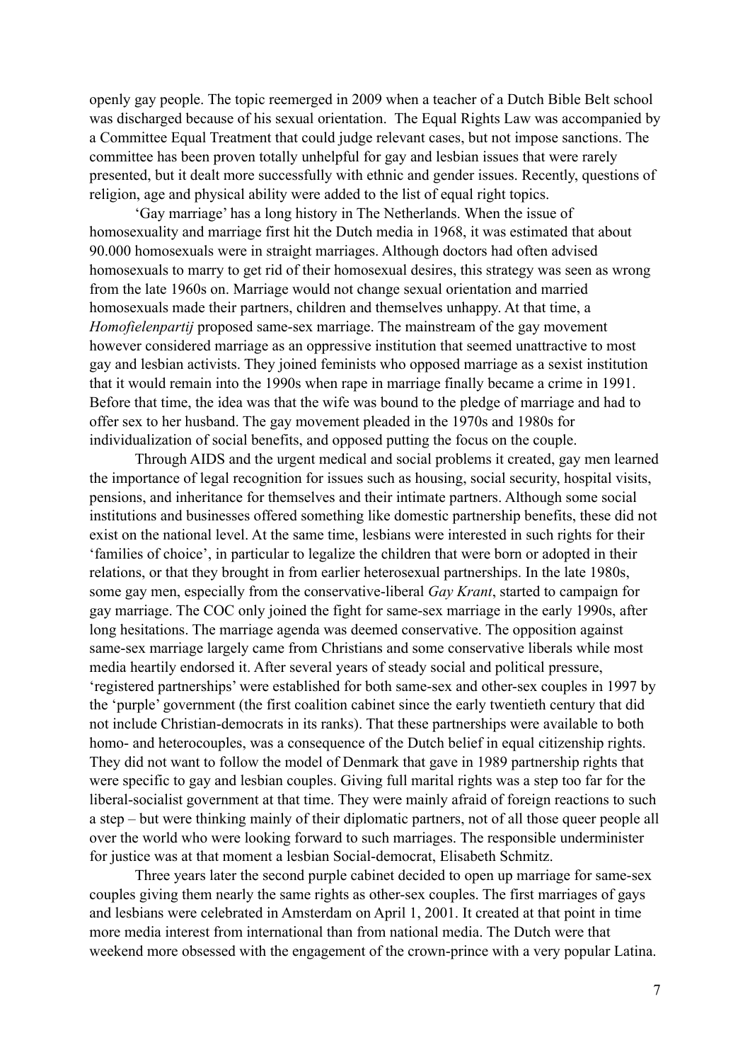openly gay people. The topic reemerged in 2009 when a teacher of a Dutch Bible Belt school was discharged because of his sexual orientation. The Equal Rights Law was accompanied by a Committee Equal Treatment that could judge relevant cases, but not impose sanctions. The committee has been proven totally unhelpful for gay and lesbian issues that were rarely presented, but it dealt more successfully with ethnic and gender issues. Recently, questions of religion, age and physical ability were added to the list of equal right topics.

'Gay marriage' has a long history in The Netherlands. When the issue of homosexuality and marriage first hit the Dutch media in 1968, it was estimated that about 90.000 homosexuals were in straight marriages. Although doctors had often advised homosexuals to marry to get rid of their homosexual desires, this strategy was seen as wrong from the late 1960s on. Marriage would not change sexual orientation and married homosexuals made their partners, children and themselves unhappy. At that time, a *Homofielenpartij* proposed same-sex marriage. The mainstream of the gay movement however considered marriage as an oppressive institution that seemed unattractive to most gay and lesbian activists. They joined feminists who opposed marriage as a sexist institution that it would remain into the 1990s when rape in marriage finally became a crime in 1991. Before that time, the idea was that the wife was bound to the pledge of marriage and had to offer sex to her husband. The gay movement pleaded in the 1970s and 1980s for individualization of social benefits, and opposed putting the focus on the couple.

Through AIDS and the urgent medical and social problems it created, gay men learned the importance of legal recognition for issues such as housing, social security, hospital visits, pensions, and inheritance for themselves and their intimate partners. Although some social institutions and businesses offered something like domestic partnership benefits, these did not exist on the national level. At the same time, lesbians were interested in such rights for their 'families of choice', in particular to legalize the children that were born or adopted in their relations, or that they brought in from earlier heterosexual partnerships. In the late 1980s, some gay men, especially from the conservative-liberal *Gay Krant*, started to campaign for gay marriage. The COC only joined the fight for same-sex marriage in the early 1990s, after long hesitations. The marriage agenda was deemed conservative. The opposition against same-sex marriage largely came from Christians and some conservative liberals while most media heartily endorsed it. After several years of steady social and political pressure, 'registered partnerships' were established for both same-sex and other-sex couples in 1997 by the 'purple' government (the first coalition cabinet since the early twentieth century that did not include Christian-democrats in its ranks). That these partnerships were available to both homo- and heterocouples, was a consequence of the Dutch belief in equal citizenship rights. They did not want to follow the model of Denmark that gave in 1989 partnership rights that were specific to gay and lesbian couples. Giving full marital rights was a step too far for the liberal-socialist government at that time. They were mainly afraid of foreign reactions to such a step – but were thinking mainly of their diplomatic partners, not of all those queer people all over the world who were looking forward to such marriages. The responsible underminister for justice was at that moment a lesbian Social-democrat, Elisabeth Schmitz.

Three years later the second purple cabinet decided to open up marriage for same-sex couples giving them nearly the same rights as other-sex couples. The first marriages of gays and lesbians were celebrated in Amsterdam on April 1, 2001. It created at that point in time more media interest from international than from national media. The Dutch were that weekend more obsessed with the engagement of the crown-prince with a very popular Latina.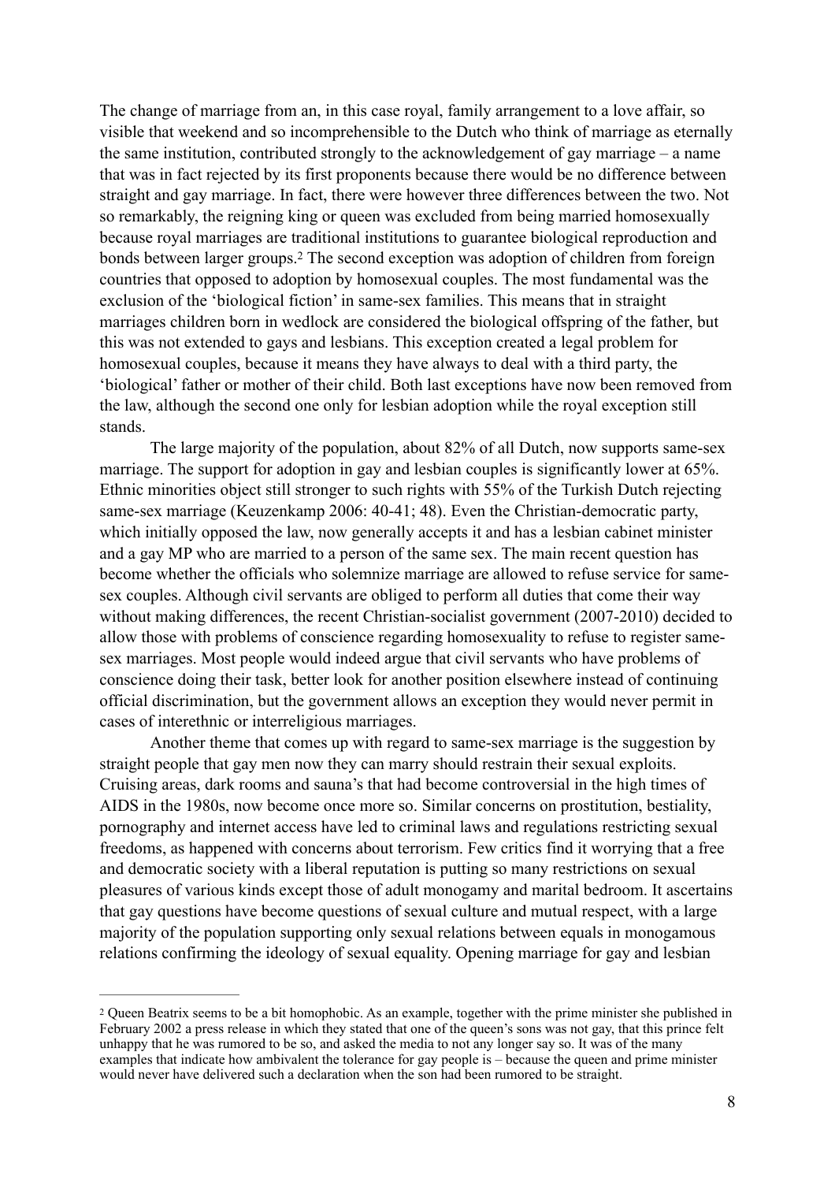The change of marriage from an, in this case royal, family arrangement to a love affair, so visible that weekend and so incomprehensible to the Dutch who think of marriage as eternally the same institution, contributed strongly to the acknowledgement of gay marriage – a name that was in fact rejected by its first proponents because there would be no difference between straight and gay marriage. In fact, there were however three differences between the two. Not so remarkably, the reigning king or queen was excluded from being married homosexually because royal marriages are traditional institutions to guarantee biological reproduction and bonds between larger groups.[2] The second exception was adoption of children from foreign countries that opposed to adoption by homosexual couples. The most fundamental was the exclusion of the 'biological fiction' in same-sex families. This means that in straight marriages children born in wedlock are considered the biological offspring of the father, but this was not extended to gays and lesbians. This exception created a legal problem for homosexual couples, because it means they have always to deal with a third party, the 'biological' father or mother of their child. Both last exceptions have now been removed from the law, although the second one only for lesbian adoption while the royal exception still stands.

The large majority of the population, about 82% of all Dutch, now supports same-sex marriage. The support for adoption in gay and lesbian couples is significantly lower at 65%. Ethnic minorities object still stronger to such rights with 55% of the Turkish Dutch rejecting same-sex marriage (Keuzenkamp 2006: 40-41; 48). Even the Christian-democratic party, which initially opposed the law, now generally accepts it and has a lesbian cabinet minister and a gay MP who are married to a person of the same sex. The main recent question has become whether the officials who solemnize marriage are allowed to refuse service for same-sex couples. Although civil servants are obliged to perform all duties that come their way without making differences, the recent Christian-socialist government (2007-2010) decided to allow those with problems of conscience regarding homosexuality to refuse to register same-sex marriages. Most people would indeed argue that civil servants who have problems of conscience doing their task, better look for another position elsewhere instead of continuing official discrimination, but the government allows an exception they would never permit in cases of interethnic or interreligious marriages.

Another theme that comes up with regard to same-sex marriage is the suggestion by straight people that gay men now they can marry should restrain their sexual exploits. Cruising areas, dark rooms and sauna's that had become controversial in the high times of AIDS in the 1980s, now become once more so. Similar concerns on prostitution, bestiality, pornography and internet access have led to criminal laws and regulations restricting sexual freedoms, as happened with concerns about terrorism. Few critics find it worrying that a free and democratic society with a liberal reputation is putting so many restrictions on sexual pleasures of various kinds except those of adult monogamy and marital bedroom. It ascertains that gay questions have become questions of sexual culture and mutual respect, with a large majority of the population supporting only sexual relations between equals in monogamous relations confirming the ideology of sexual equality. Opening marriage for gay and lesbian

---

[2] Queen Beatrix seems to be a bit homophobic. As an example, together with the prime minister she published in February 2002 a press release in which they stated that one of the queen's sons was not gay, that this prince felt unhappy that he was rumored to be so, and asked the media to not any longer say so. It was of the many examples that indicate how ambivalent the tolerance for gay people is – because the queen and prime minister would never have delivered such a declaration when the son had been rumored to be straight.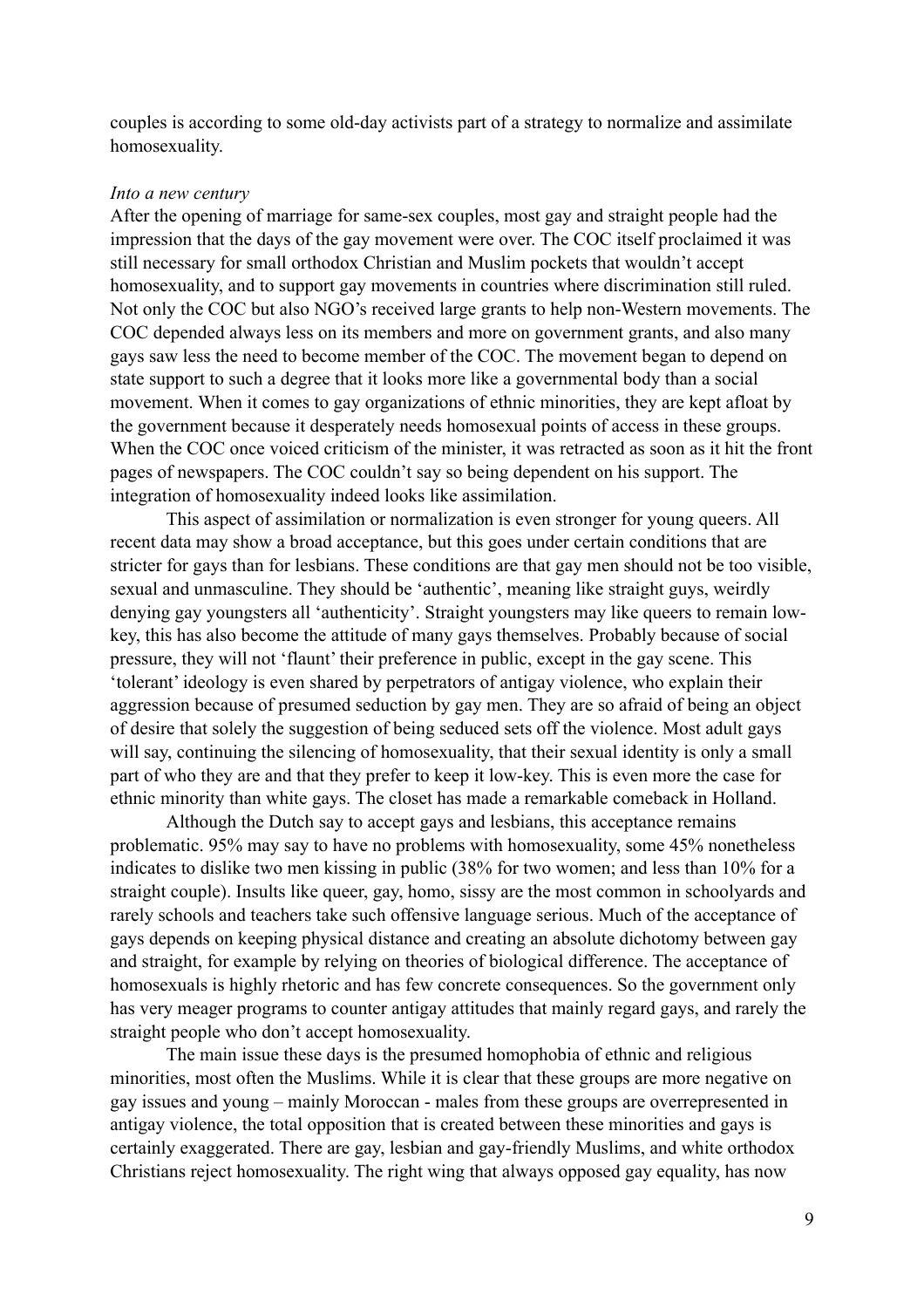couples is according to some old-day activists part of a strategy to normalize and assimilate homosexuality.

*Into a new century*

After the opening of marriage for same-sex couples, most gay and straight people had the impression that the days of the gay movement were over. The COC itself proclaimed it was still necessary for small orthodox Christian and Muslim pockets that wouldn't accept homosexuality, and to support gay movements in countries where discrimination still ruled. Not only the COC but also NGO's received large grants to help non-Western movements. The COC depended always less on its members and more on government grants, and also many gays saw less the need to become member of the COC. The movement began to depend on state support to such a degree that it looks more like a governmental body than a social movement. When it comes to gay organizations of ethnic minorities, they are kept afloat by the government because it desperately needs homosexual points of access in these groups. When the COC once voiced criticism of the minister, it was retracted as soon as it hit the front pages of newspapers. The COC couldn't say so being dependent on his support. The integration of homosexuality indeed looks like assimilation.

This aspect of assimilation or normalization is even stronger for young queers. All recent data may show a broad acceptance, but this goes under certain conditions that are stricter for gays than for lesbians. These conditions are that gay men should not be too visible, sexual and unmasculine. They should be 'authentic', meaning like straight guys, weirdly denying gay youngsters all 'authenticity'. Straight youngsters may like queers to remain low-key, this has also become the attitude of many gays themselves. Probably because of social pressure, they will not 'flaunt' their preference in public, except in the gay scene. This 'tolerant' ideology is even shared by perpetrators of antigay violence, who explain their aggression because of presumed seduction by gay men. They are so afraid of being an object of desire that solely the suggestion of being seduced sets off the violence. Most adult gays will say, continuing the silencing of homosexuality, that their sexual identity is only a small part of who they are and that they prefer to keep it low-key. This is even more the case for ethnic minority than white gays. The closet has made a remarkable comeback in Holland.

Although the Dutch say to accept gays and lesbians, this acceptance remains problematic. 95% may say to have no problems with homosexuality, some 45% nonetheless indicates to dislike two men kissing in public (38% for two women; and less than 10% for a straight couple). Insults like queer, gay, homo, sissy are the most common in schoolyards and rarely schools and teachers take such offensive language serious. Much of the acceptance of gays depends on keeping physical distance and creating an absolute dichotomy between gay and straight, for example by relying on theories of biological difference. The acceptance of homosexuals is highly rhetoric and has few concrete consequences. So the government only has very meager programs to counter antigay attitudes that mainly regard gays, and rarely the straight people who don't accept homosexuality.

The main issue these days is the presumed homophobia of ethnic and religious minorities, most often the Muslims. While it is clear that these groups are more negative on gay issues and young – mainly Moroccan - males from these groups are overrepresented in antigay violence, the total opposition that is created between these minorities and gays is certainly exaggerated. There are gay, lesbian and gay-friendly Muslims, and white orthodox Christians reject homosexuality. The right wing that always opposed gay equality, has now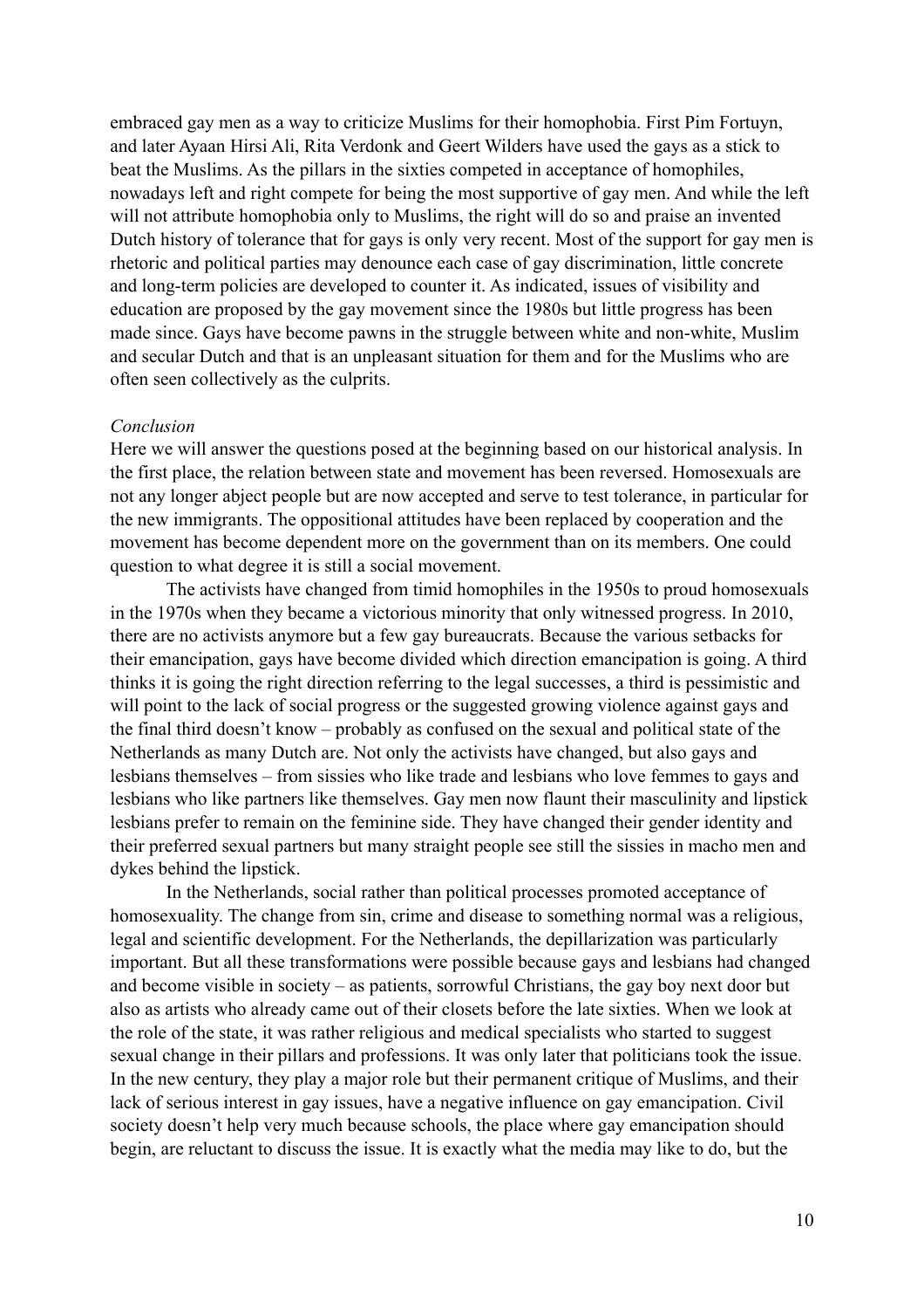embraced gay men as a way to criticize Muslims for their homophobia. First Pim Fortuyn, and later Ayaan Hirsi Ali, Rita Verdonk and Geert Wilders have used the gays as a stick to beat the Muslims. As the pillars in the sixties competed in acceptance of homophiles, nowadays left and right compete for being the most supportive of gay men. And while the left will not attribute homophobia only to Muslims, the right will do so and praise an invented Dutch history of tolerance that for gays is only very recent. Most of the support for gay men is rhetoric and political parties may denounce each case of gay discrimination, little concrete and long-term policies are developed to counter it. As indicated, issues of visibility and education are proposed by the gay movement since the 1980s but little progress has been made since. Gays have become pawns in the struggle between white and non-white, Muslim and secular Dutch and that is an unpleasant situation for them and for the Muslims who are often seen collectively as the culprits.

*Conclusion*

Here we will answer the questions posed at the beginning based on our historical analysis. In the first place, the relation between state and movement has been reversed. Homosexuals are not any longer abject people but are now accepted and serve to test tolerance, in particular for the new immigrants. The oppositional attitudes have been replaced by cooperation and the movement has become dependent more on the government than on its members. One could question to what degree it is still a social movement.

The activists have changed from timid homophiles in the 1950s to proud homosexuals in the 1970s when they became a victorious minority that only witnessed progress. In 2010, there are no activists anymore but a few gay bureaucrats. Because the various setbacks for their emancipation, gays have become divided which direction emancipation is going. A third thinks it is going the right direction referring to the legal successes, a third is pessimistic and will point to the lack of social progress or the suggested growing violence against gays and the final third doesn't know – probably as confused on the sexual and political state of the Netherlands as many Dutch are. Not only the activists have changed, but also gays and lesbians themselves – from sissies who like trade and lesbians who love femmes to gays and lesbians who like partners like themselves. Gay men now flaunt their masculinity and lipstick lesbians prefer to remain on the feminine side. They have changed their gender identity and their preferred sexual partners but many straight people see still the sissies in macho men and dykes behind the lipstick.

In the Netherlands, social rather than political processes promoted acceptance of homosexuality. The change from sin, crime and disease to something normal was a religious, legal and scientific development. For the Netherlands, the depillarization was particularly important. But all these transformations were possible because gays and lesbians had changed and become visible in society – as patients, sorrowful Christians, the gay boy next door but also as artists who already came out of their closets before the late sixties. When we look at the role of the state, it was rather religious and medical specialists who started to suggest sexual change in their pillars and professions. It was only later that politicians took the issue. In the new century, they play a major role but their permanent critique of Muslims, and their lack of serious interest in gay issues, have a negative influence on gay emancipation. Civil society doesn't help very much because schools, the place where gay emancipation should begin, are reluctant to discuss the issue. It is exactly what the media may like to do, but the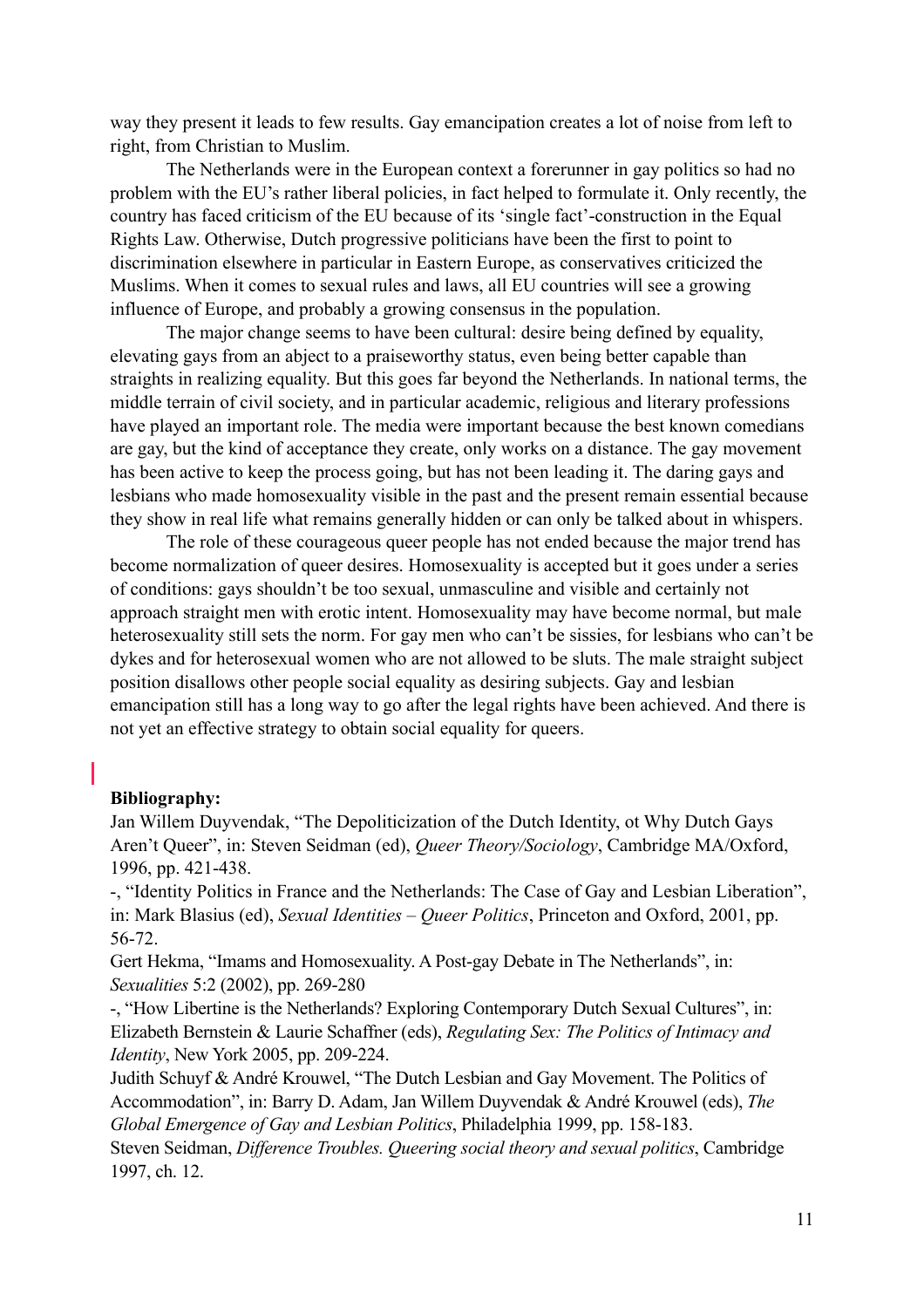way they present it leads to few results. Gay emancipation creates a lot of noise from left to right, from Christian to Muslim.

The Netherlands were in the European context a forerunner in gay politics so had no problem with the EU's rather liberal policies, in fact helped to formulate it. Only recently, the country has faced criticism of the EU because of its 'single fact'-construction in the Equal Rights Law. Otherwise, Dutch progressive politicians have been the first to point to discrimination elsewhere in particular in Eastern Europe, as conservatives criticized the Muslims. When it comes to sexual rules and laws, all EU countries will see a growing influence of Europe, and probably a growing consensus in the population.

The major change seems to have been cultural: desire being defined by equality, elevating gays from an abject to a praiseworthy status, even being better capable than straights in realizing equality. But this goes far beyond the Netherlands. In national terms, the middle terrain of civil society, and in particular academic, religious and literary professions have played an important role. The media were important because the best known comedians are gay, but the kind of acceptance they create, only works on a distance. The gay movement has been active to keep the process going, but has not been leading it. The daring gays and lesbians who made homosexuality visible in the past and the present remain essential because they show in real life what remains generally hidden or can only be talked about in whispers.

The role of these courageous queer people has not ended because the major trend has become normalization of queer desires. Homosexuality is accepted but it goes under a series of conditions: gays shouldn't be too sexual, unmasculine and visible and certainly not approach straight men with erotic intent. Homosexuality may have become normal, but male heterosexuality still sets the norm. For gay men who can't be sissies, for lesbians who can't be dykes and for heterosexual women who are not allowed to be sluts. The male straight subject position disallows other people social equality as desiring subjects. Gay and lesbian emancipation still has a long way to go after the legal rights have been achieved. And there is not yet an effective strategy to obtain social equality for queers.

**Bibliography:**

Jan Willem Duyvendak, "The Depoliticization of the Dutch Identity, ot Why Dutch Gays Aren't Queer", in: Steven Seidman (ed), *Queer Theory/Sociology*, Cambridge MA/Oxford, 1996, pp. 421-438.

-, "Identity Politics in France and the Netherlands: The Case of Gay and Lesbian Liberation", in: Mark Blasius (ed), *Sexual Identities – Queer Politics*, Princeton and Oxford, 2001, pp. 56-72.

Gert Hekma, "Imams and Homosexuality. A Post-gay Debate in The Netherlands", in: *Sexualities* 5:2 (2002), pp. 269-280

-, "How Libertine is the Netherlands? Exploring Contemporary Dutch Sexual Cultures", in: Elizabeth Bernstein & Laurie Schaffner (eds), *Regulating Sex: The Politics of Intimacy and Identity*, New York 2005, pp. 209-224.

Judith Schuyf & André Krouwel, "The Dutch Lesbian and Gay Movement. The Politics of Accommodation", in: Barry D. Adam, Jan Willem Duyvendak & André Krouwel (eds), *The Global Emergence of Gay and Lesbian Politics*, Philadelphia 1999, pp. 158-183.

Steven Seidman, *Difference Troubles. Queering social theory and sexual politics*, Cambridge 1997, ch. 12.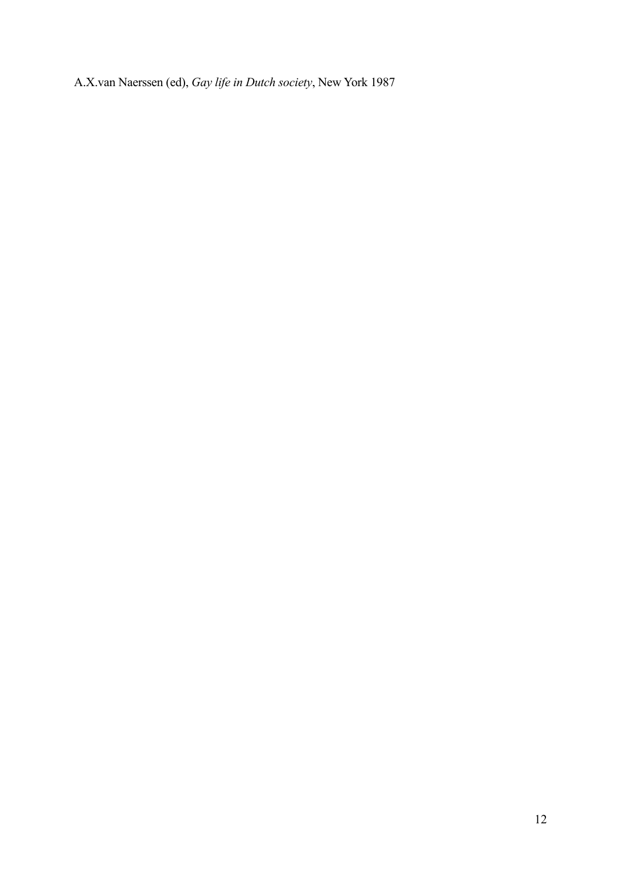A.X.van Naerssen (ed), *Gay life in Dutch society*, New York 1987